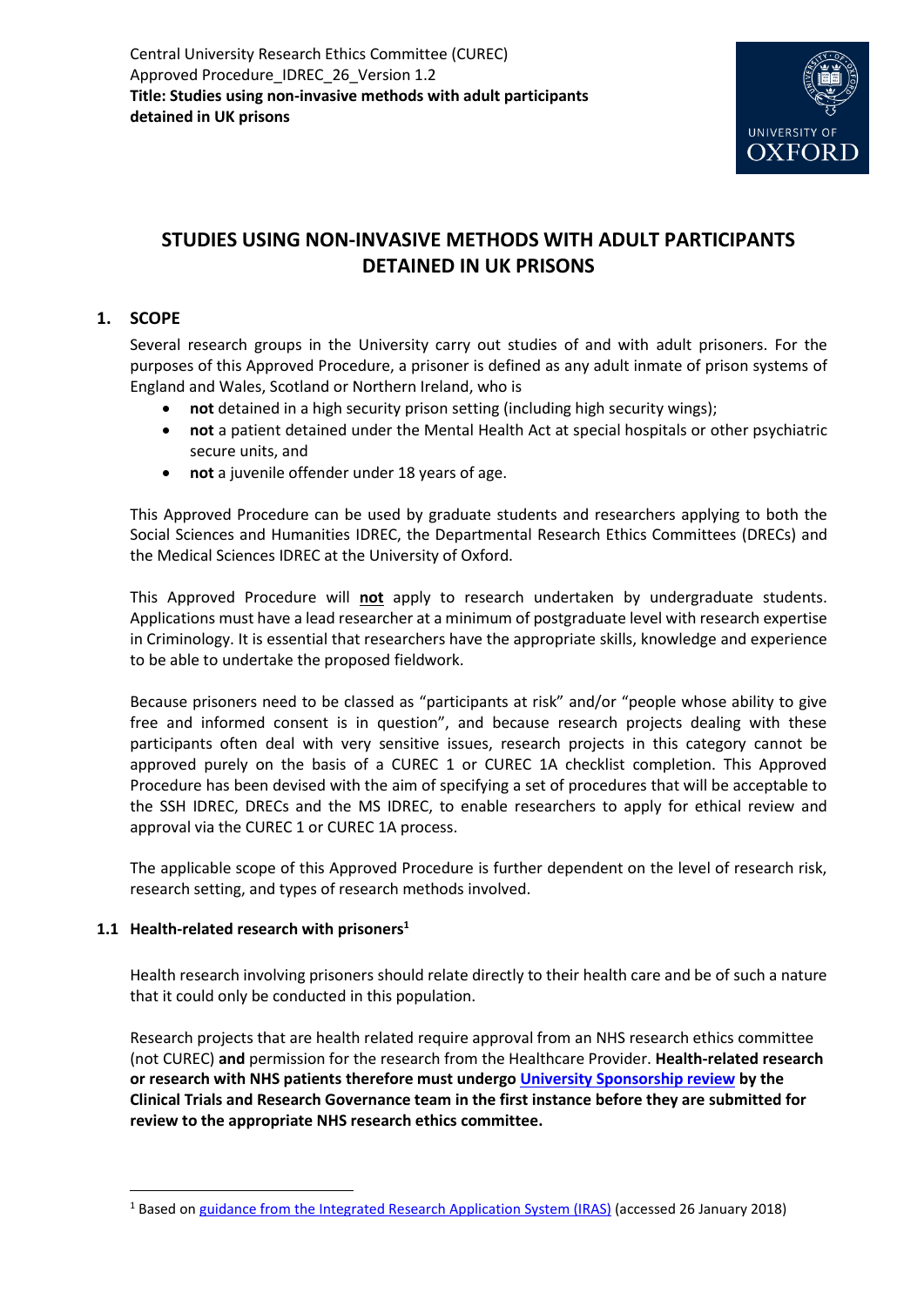Central University Research Ethics Committee (CUREC)
Approved Procedure_IDREC_26_Version 1.2
**Title: Studies using non-invasive methods with adult participants detained in UK prisons**

# STUDIES USING NON-INVASIVE METHODS WITH ADULT PARTICIPANTS DETAINED IN UK PRISONS

## 1. SCOPE

Several research groups in the University carry out studies of and with adult prisoners. For the purposes of this Approved Procedure, a prisoner is defined as any adult inmate of prison systems of England and Wales, Scotland or Northern Ireland, who is

- **not** detained in a high security prison setting (including high security wings);
- **not** a patient detained under the Mental Health Act at special hospitals or other psychiatric secure units, and
- **not** a juvenile offender under 18 years of age.

This Approved Procedure can be used by graduate students and researchers applying to both the Social Sciences and Humanities IDREC, the Departmental Research Ethics Committees (DRECs) and the Medical Sciences IDREC at the University of Oxford.

This Approved Procedure will **not** apply to research undertaken by undergraduate students. Applications must have a lead researcher at a minimum of postgraduate level with research expertise in Criminology. It is essential that researchers have the appropriate skills, knowledge and experience to be able to undertake the proposed fieldwork.

Because prisoners need to be classed as "participants at risk" and/or "people whose ability to give free and informed consent is in question", and because research projects dealing with these participants often deal with very sensitive issues, research projects in this category cannot be approved purely on the basis of a CUREC 1 or CUREC 1A checklist completion. This Approved Procedure has been devised with the aim of specifying a set of procedures that will be acceptable to the SSH IDREC, DRECs and the MS IDREC, to enable researchers to apply for ethical review and approval via the CUREC 1 or CUREC 1A process.

The applicable scope of this Approved Procedure is further dependent on the level of research risk, research setting, and types of research methods involved.

### 1.1 Health-related research with prisoners[1]

Health research involving prisoners should relate directly to their health care and be of such a nature that it could only be conducted in this population.

Research projects that are health related require approval from an NHS research ethics committee (not CUREC) **and** permission for the research from the Healthcare Provider. **Health-related research or research with NHS patients therefore must undergo University Sponsorship review by the Clinical Trials and Research Governance team in the first instance before they are submitted for review to the appropriate NHS research ethics committee.**

[1] Based on guidance from the Integrated Research Application System (IRAS) (accessed 26 January 2018)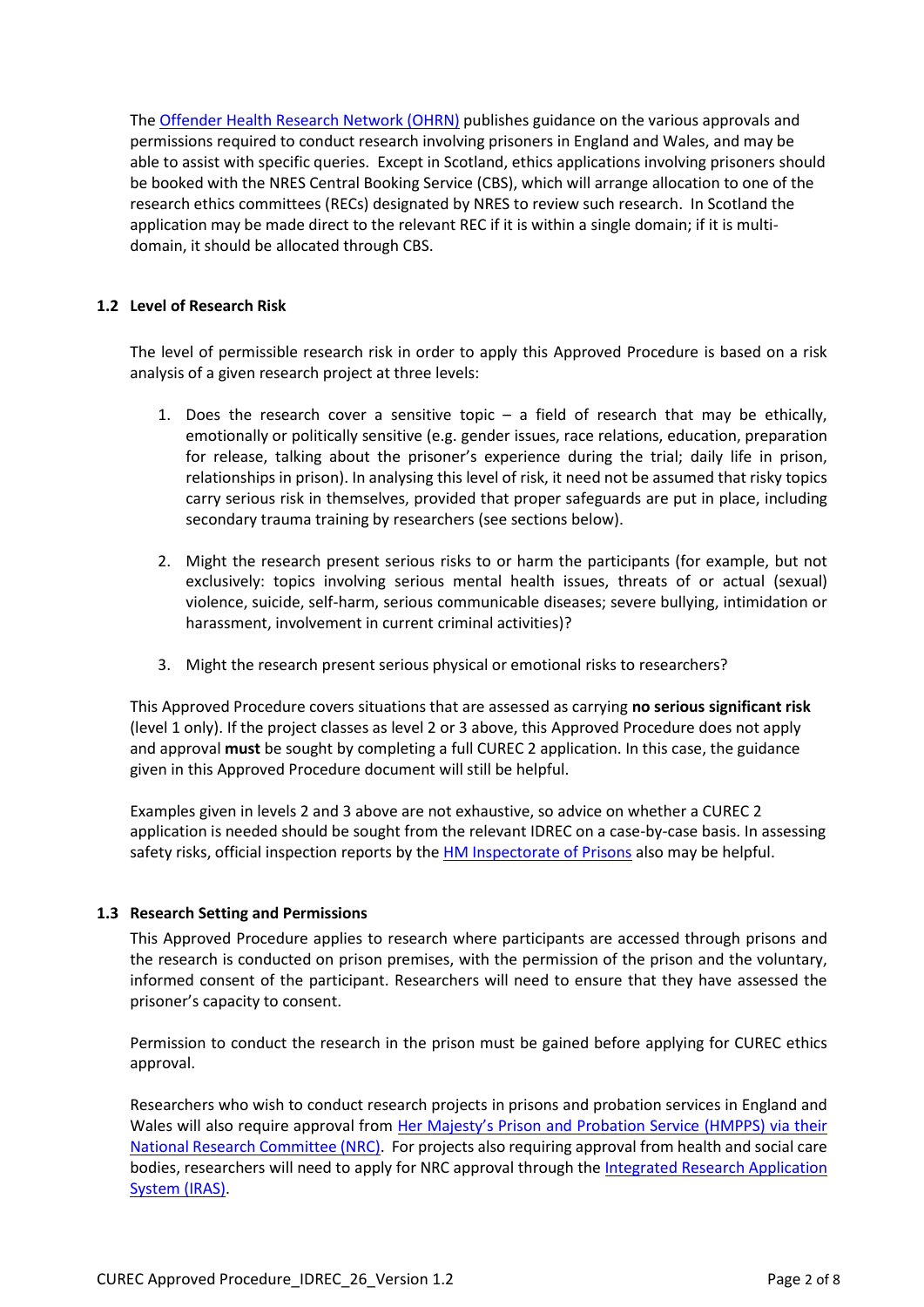The [Offender Health Research Network (OHRN)] publishes guidance on the various approvals and permissions required to conduct research involving prisoners in England and Wales, and may be able to assist with specific queries. Except in Scotland, ethics applications involving prisoners should be booked with the NRES Central Booking Service (CBS), which will arrange allocation to one of the research ethics committees (RECs) designated by NRES to review such research. In Scotland the application may be made direct to the relevant REC if it is within a single domain; if it is multi-domain, it should be allocated through CBS.

### 1.2 Level of Research Risk

The level of permissible research risk in order to apply this Approved Procedure is based on a risk analysis of a given research project at three levels:

1. Does the research cover a sensitive topic – a field of research that may be ethically, emotionally or politically sensitive (e.g. gender issues, race relations, education, preparation for release, talking about the prisoner's experience during the trial; daily life in prison, relationships in prison). In analysing this level of risk, it need not be assumed that risky topics carry serious risk in themselves, provided that proper safeguards are put in place, including secondary trauma training by researchers (see sections below).

2. Might the research present serious risks to or harm the participants (for example, but not exclusively: topics involving serious mental health issues, threats of or actual (sexual) violence, suicide, self-harm, serious communicable diseases; severe bullying, intimidation or harassment, involvement in current criminal activities)?

3. Might the research present serious physical or emotional risks to researchers?

This Approved Procedure covers situations that are assessed as carrying **no serious significant risk** (level 1 only). If the project classes as level 2 or 3 above, this Approved Procedure does not apply and approval **must** be sought by completing a full CUREC 2 application. In this case, the guidance given in this Approved Procedure document will still be helpful.

Examples given in levels 2 and 3 above are not exhaustive, so advice on whether a CUREC 2 application is needed should be sought from the relevant IDREC on a case-by-case basis. In assessing safety risks, official inspection reports by the [HM Inspectorate of Prisons] also may be helpful.

### 1.3 Research Setting and Permissions

This Approved Procedure applies to research where participants are accessed through prisons and the research is conducted on prison premises, with the permission of the prison and the voluntary, informed consent of the participant. Researchers will need to ensure that they have assessed the prisoner's capacity to consent.

Permission to conduct the research in the prison must be gained before applying for CUREC ethics approval.

Researchers who wish to conduct research projects in prisons and probation services in England and Wales will also require approval from [Her Majesty's Prison and Probation Service (HMPPS) via their National Research Committee (NRC)]. For projects also requiring approval from health and social care bodies, researchers will need to apply for NRC approval through the [Integrated Research Application System (IRAS)].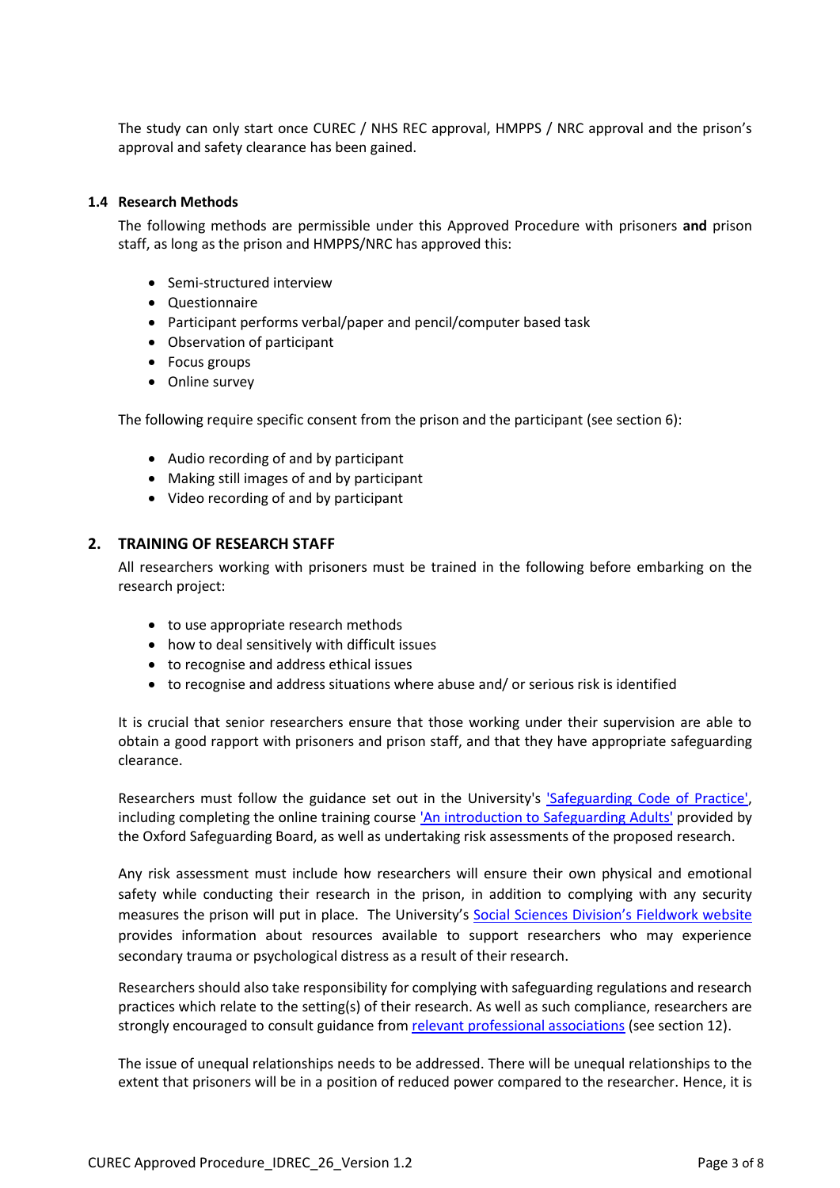The study can only start once CUREC / NHS REC approval, HMPPS / NRC approval and the prison's approval and safety clearance has been gained.

### 1.4 Research Methods

The following methods are permissible under this Approved Procedure with prisoners **and** prison staff, as long as the prison and HMPPS/NRC has approved this:

- Semi-structured interview
- Questionnaire
- Participant performs verbal/paper and pencil/computer based task
- Observation of participant
- Focus groups
- Online survey

The following require specific consent from the prison and the participant (see section 6):

- Audio recording of and by participant
- Making still images of and by participant
- Video recording of and by participant

## 2. TRAINING OF RESEARCH STAFF

All researchers working with prisoners must be trained in the following before embarking on the research project:

- to use appropriate research methods
- how to deal sensitively with difficult issues
- to recognise and address ethical issues
- to recognise and address situations where abuse and/ or serious risk is identified

It is crucial that senior researchers ensure that those working under their supervision are able to obtain a good rapport with prisoners and prison staff, and that they have appropriate safeguarding clearance.

Researchers must follow the guidance set out in the University's 'Safeguarding Code of Practice', including completing the online training course 'An introduction to Safeguarding Adults' provided by the Oxford Safeguarding Board, as well as undertaking risk assessments of the proposed research.

Any risk assessment must include how researchers will ensure their own physical and emotional safety while conducting their research in the prison, in addition to complying with any security measures the prison will put in place. The University's Social Sciences Division's Fieldwork website provides information about resources available to support researchers who may experience secondary trauma or psychological distress as a result of their research.

Researchers should also take responsibility for complying with safeguarding regulations and research practices which relate to the setting(s) of their research. As well as such compliance, researchers are strongly encouraged to consult guidance from relevant professional associations (see section 12).

The issue of unequal relationships needs to be addressed. There will be unequal relationships to the extent that prisoners will be in a position of reduced power compared to the researcher. Hence, it is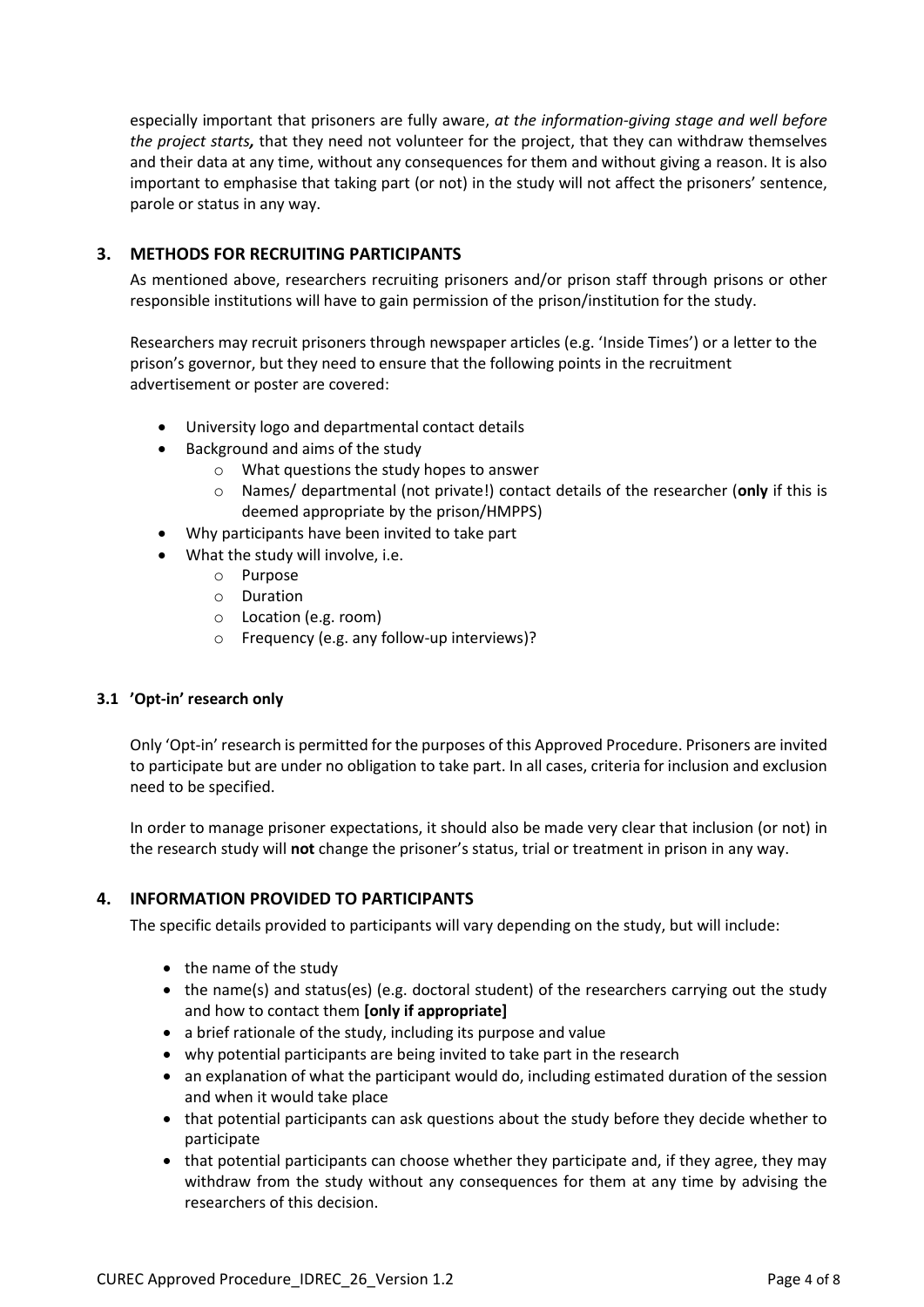especially important that prisoners are fully aware, *at the information-giving stage and well before the project starts,* that they need not volunteer for the project, that they can withdraw themselves and their data at any time, without any consequences for them and without giving a reason. It is also important to emphasise that taking part (or not) in the study will not affect the prisoners' sentence, parole or status in any way.

## 3. METHODS FOR RECRUITING PARTICIPANTS

As mentioned above, researchers recruiting prisoners and/or prison staff through prisons or other responsible institutions will have to gain permission of the prison/institution for the study.

Researchers may recruit prisoners through newspaper articles (e.g. 'Inside Times') or a letter to the prison's governor, but they need to ensure that the following points in the recruitment advertisement or poster are covered:

- University logo and departmental contact details
- Background and aims of the study
  - What questions the study hopes to answer
  - Names/ departmental (not private!) contact details of the researcher (**only** if this is deemed appropriate by the prison/HMPPS)
- Why participants have been invited to take part
- What the study will involve, i.e.
  - Purpose
  - Duration
  - Location (e.g. room)
  - Frequency (e.g. any follow-up interviews)?

### 3.1 'Opt-in' research only

Only 'Opt-in' research is permitted for the purposes of this Approved Procedure. Prisoners are invited to participate but are under no obligation to take part. In all cases, criteria for inclusion and exclusion need to be specified.

In order to manage prisoner expectations, it should also be made very clear that inclusion (or not) in the research study will **not** change the prisoner's status, trial or treatment in prison in any way.

## 4. INFORMATION PROVIDED TO PARTICIPANTS

The specific details provided to participants will vary depending on the study, but will include:

- the name of the study
- the name(s) and status(es) (e.g. doctoral student) of the researchers carrying out the study and how to contact them **[only if appropriate]**
- a brief rationale of the study, including its purpose and value
- why potential participants are being invited to take part in the research
- an explanation of what the participant would do, including estimated duration of the session and when it would take place
- that potential participants can ask questions about the study before they decide whether to participate
- that potential participants can choose whether they participate and, if they agree, they may withdraw from the study without any consequences for them at any time by advising the researchers of this decision.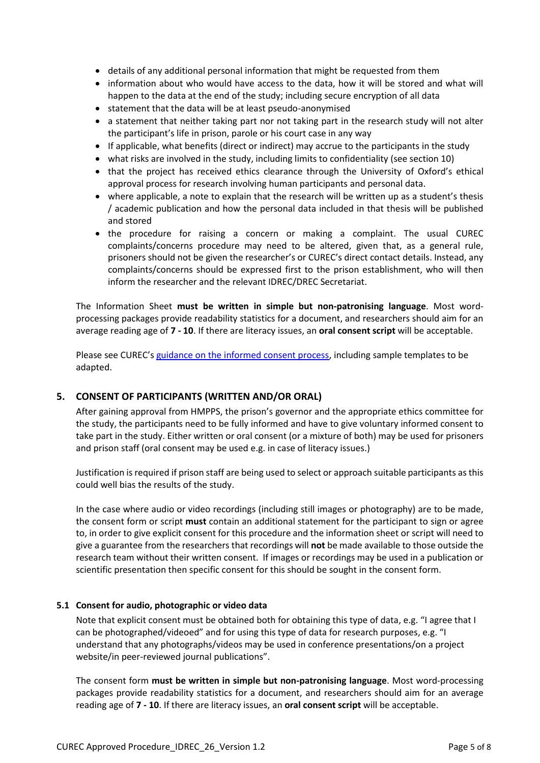- details of any additional personal information that might be requested from them
- information about who would have access to the data, how it will be stored and what will happen to the data at the end of the study; including secure encryption of all data
- statement that the data will be at least pseudo-anonymised
- a statement that neither taking part nor not taking part in the research study will not alter the participant's life in prison, parole or his court case in any way
- If applicable, what benefits (direct or indirect) may accrue to the participants in the study
- what risks are involved in the study, including limits to confidentiality (see section 10)
- that the project has received ethics clearance through the University of Oxford's ethical approval process for research involving human participants and personal data.
- where applicable, a note to explain that the research will be written up as a student's thesis / academic publication and how the personal data included in that thesis will be published and stored
- the procedure for raising a concern or making a complaint. The usual CUREC complaints/concerns procedure may need to be altered, given that, as a general rule, prisoners should not be given the researcher's or CUREC's direct contact details. Instead, any complaints/concerns should be expressed first to the prison establishment, who will then inform the researcher and the relevant IDREC/DREC Secretariat.

The Information Sheet **must be written in simple but non-patronising language**. Most word-processing packages provide readability statistics for a document, and researchers should aim for an average reading age of **7 - 10**. If there are literacy issues, an **oral consent script** will be acceptable.

Please see CUREC's guidance on the informed consent process, including sample templates to be adapted.

## 5. CONSENT OF PARTICIPANTS (WRITTEN AND/OR ORAL)

After gaining approval from HMPPS, the prison's governor and the appropriate ethics committee for the study, the participants need to be fully informed and have to give voluntary informed consent to take part in the study. Either written or oral consent (or a mixture of both) may be used for prisoners and prison staff (oral consent may be used e.g. in case of literacy issues.)

Justification is required if prison staff are being used to select or approach suitable participants as this could well bias the results of the study.

In the case where audio or video recordings (including still images or photography) are to be made, the consent form or script **must** contain an additional statement for the participant to sign or agree to, in order to give explicit consent for this procedure and the information sheet or script will need to give a guarantee from the researchers that recordings will **not** be made available to those outside the research team without their written consent. If images or recordings may be used in a publication or scientific presentation then specific consent for this should be sought in the consent form.

### 5.1 Consent for audio, photographic or video data

Note that explicit consent must be obtained both for obtaining this type of data, e.g. "I agree that I can be photographed/videoed" and for using this type of data for research purposes, e.g. "I understand that any photographs/videos may be used in conference presentations/on a project website/in peer-reviewed journal publications".

The consent form **must be written in simple but non-patronising language**. Most word-processing packages provide readability statistics for a document, and researchers should aim for an average reading age of **7 - 10**. If there are literacy issues, an **oral consent script** will be acceptable.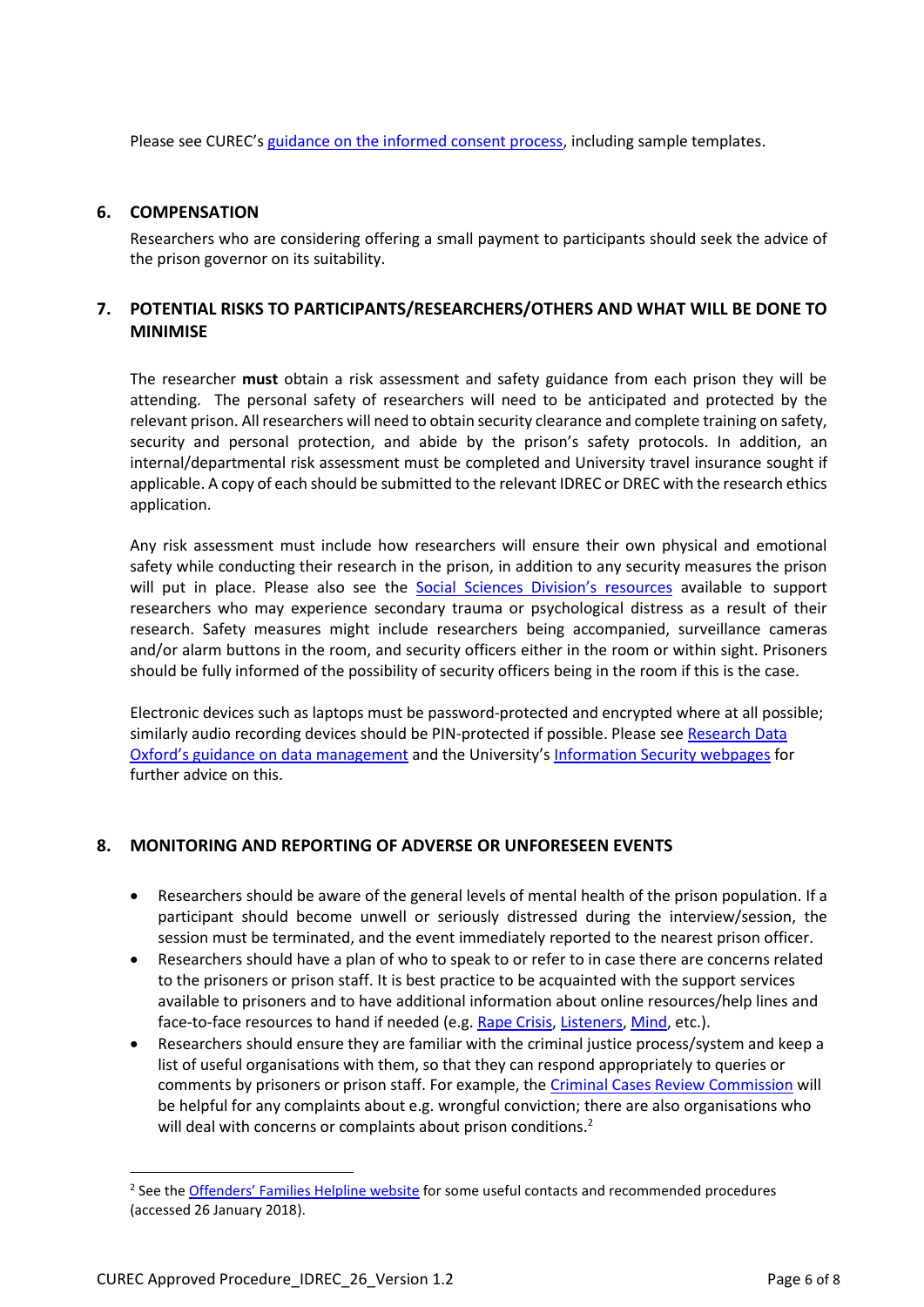Please see CUREC's [guidance on the informed consent process](), including sample templates.

## 6. COMPENSATION

Researchers who are considering offering a small payment to participants should seek the advice of the prison governor on its suitability.

## 7. POTENTIAL RISKS TO PARTICIPANTS/RESEARCHERS/OTHERS AND WHAT WILL BE DONE TO MINIMISE

The researcher **must** obtain a risk assessment and safety guidance from each prison they will be attending. The personal safety of researchers will need to be anticipated and protected by the relevant prison. All researchers will need to obtain security clearance and complete training on safety, security and personal protection, and abide by the prison's safety protocols. In addition, an internal/departmental risk assessment must be completed and University travel insurance sought if applicable. A copy of each should be submitted to the relevant IDREC or DREC with the research ethics application.

Any risk assessment must include how researchers will ensure their own physical and emotional safety while conducting their research in the prison, in addition to any security measures the prison will put in place. Please also see the [Social Sciences Division's resources]() available to support researchers who may experience secondary trauma or psychological distress as a result of their research. Safety measures might include researchers being accompanied, surveillance cameras and/or alarm buttons in the room, and security officers either in the room or within sight. Prisoners should be fully informed of the possibility of security officers being in the room if this is the case.

Electronic devices such as laptops must be password-protected and encrypted where at all possible; similarly audio recording devices should be PIN-protected if possible. Please see [Research Data Oxford's guidance on data management]() and the University's [Information Security webpages]() for further advice on this.

## 8. MONITORING AND REPORTING OF ADVERSE OR UNFORESEEN EVENTS

- Researchers should be aware of the general levels of mental health of the prison population. If a participant should become unwell or seriously distressed during the interview/session, the session must be terminated, and the event immediately reported to the nearest prison officer.
- Researchers should have a plan of who to speak to or refer to in case there are concerns related to the prisoners or prison staff. It is best practice to be acquainted with the support services available to prisoners and to have additional information about online resources/help lines and face-to-face resources to hand if needed (e.g. [Rape Crisis](), [Listeners](), [Mind](), etc.).
- Researchers should ensure they are familiar with the criminal justice process/system and keep a list of useful organisations with them, so that they can respond appropriately to queries or comments by prisoners or prison staff. For example, the [Criminal Cases Review Commission]() will be helpful for any complaints about e.g. wrongful conviction; there are also organisations who will deal with concerns or complaints about prison conditions.[2]

---

[2] See the [Offenders' Families Helpline website]() for some useful contacts and recommended procedures (accessed 26 January 2018).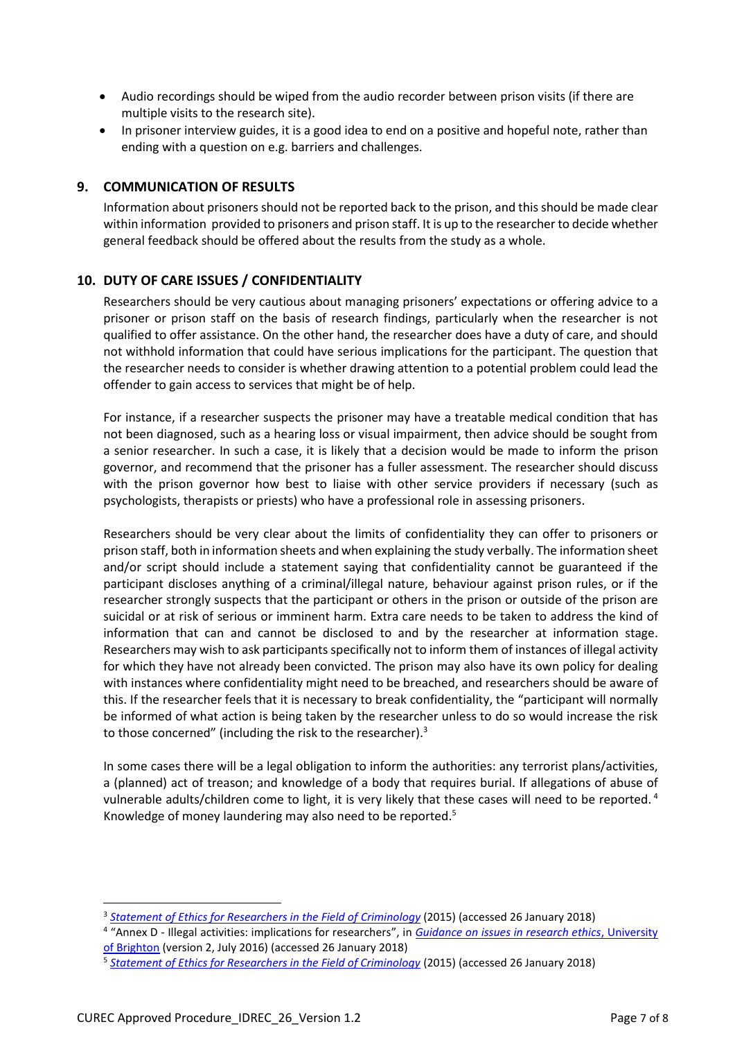- Audio recordings should be wiped from the audio recorder between prison visits (if there are multiple visits to the research site).
- In prisoner interview guides, it is a good idea to end on a positive and hopeful note, rather than ending with a question on e.g. barriers and challenges.

## 9. COMMUNICATION OF RESULTS

Information about prisoners should not be reported back to the prison, and this should be made clear within information provided to prisoners and prison staff. It is up to the researcher to decide whether general feedback should be offered about the results from the study as a whole.

## 10. DUTY OF CARE ISSUES / CONFIDENTIALITY

Researchers should be very cautious about managing prisoners' expectations or offering advice to a prisoner or prison staff on the basis of research findings, particularly when the researcher is not qualified to offer assistance. On the other hand, the researcher does have a duty of care, and should not withhold information that could have serious implications for the participant. The question that the researcher needs to consider is whether drawing attention to a potential problem could lead the offender to gain access to services that might be of help.

For instance, if a researcher suspects the prisoner may have a treatable medical condition that has not been diagnosed, such as a hearing loss or visual impairment, then advice should be sought from a senior researcher. In such a case, it is likely that a decision would be made to inform the prison governor, and recommend that the prisoner has a fuller assessment. The researcher should discuss with the prison governor how best to liaise with other service providers if necessary (such as psychologists, therapists or priests) who have a professional role in assessing prisoners.

Researchers should be very clear about the limits of confidentiality they can offer to prisoners or prison staff, both in information sheets and when explaining the study verbally. The information sheet and/or script should include a statement saying that confidentiality cannot be guaranteed if the participant discloses anything of a criminal/illegal nature, behaviour against prison rules, or if the researcher strongly suspects that the participant or others in the prison or outside of the prison are suicidal or at risk of serious or imminent harm. Extra care needs to be taken to address the kind of information that can and cannot be disclosed to and by the researcher at information stage. Researchers may wish to ask participants specifically not to inform them of instances of illegal activity for which they have not already been convicted. The prison may also have its own policy for dealing with instances where confidentiality might need to be breached, and researchers should be aware of this. If the researcher feels that it is necessary to break confidentiality, the "participant will normally be informed of what action is being taken by the researcher unless to do so would increase the risk to those concerned" (including the risk to the researcher).[3]

In some cases there will be a legal obligation to inform the authorities: any terrorist plans/activities, a (planned) act of treason; and knowledge of a body that requires burial. If allegations of abuse of vulnerable adults/children come to light, it is very likely that these cases will need to be reported.[4] Knowledge of money laundering may also need to be reported.[5]

---

[3] *Statement of Ethics for Researchers in the Field of Criminology* (2015) (accessed 26 January 2018)

[4] "Annex D - Illegal activities: implications for researchers", in *Guidance on issues in research ethics*, University of Brighton (version 2, July 2016) (accessed 26 January 2018)

[5] *Statement of Ethics for Researchers in the Field of Criminology* (2015) (accessed 26 January 2018)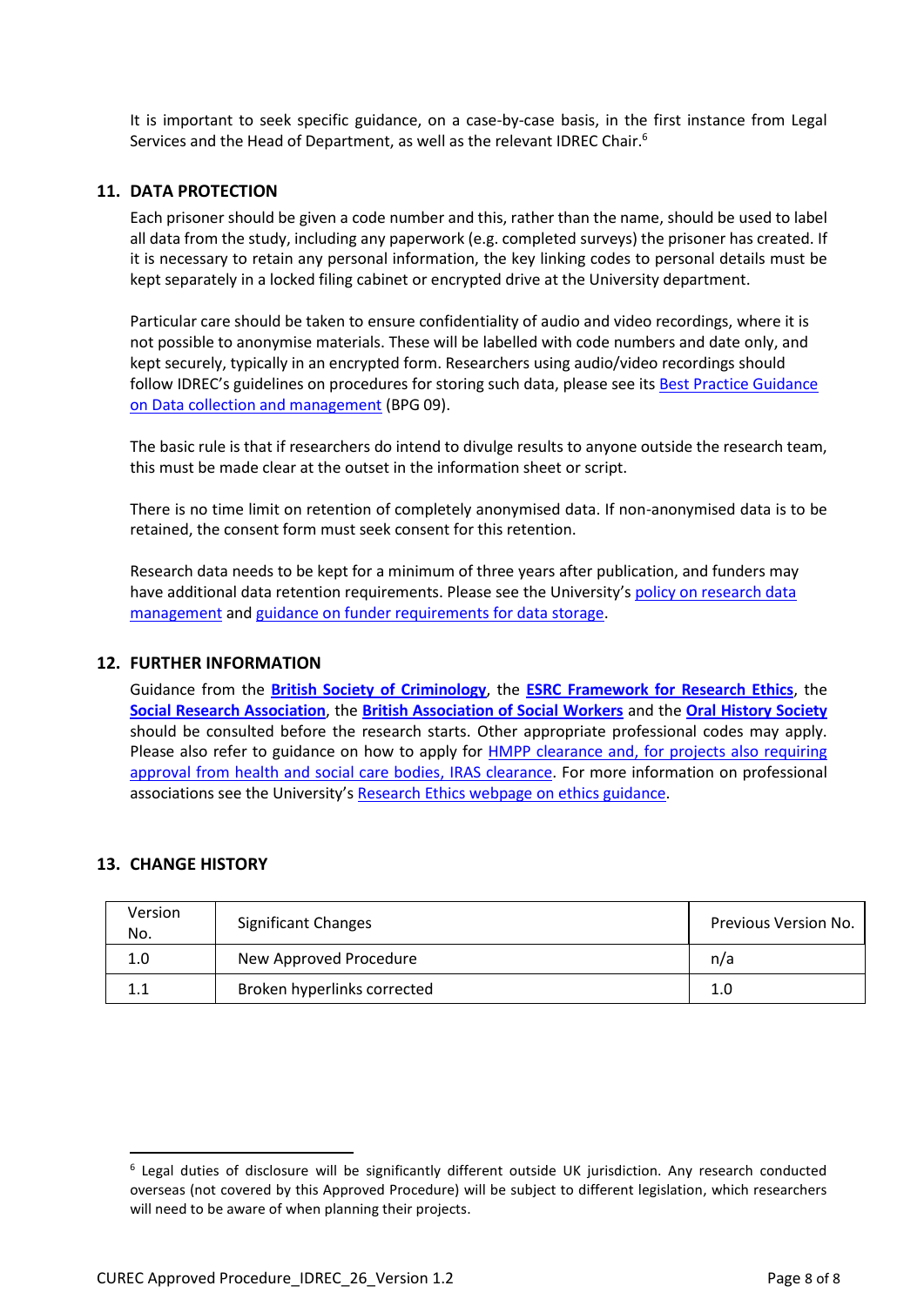It is important to seek specific guidance, on a case-by-case basis, in the first instance from Legal Services and the Head of Department, as well as the relevant IDREC Chair.[6]

## 11. DATA PROTECTION

Each prisoner should be given a code number and this, rather than the name, should be used to label all data from the study, including any paperwork (e.g. completed surveys) the prisoner has created. If it is necessary to retain any personal information, the key linking codes to personal details must be kept separately in a locked filing cabinet or encrypted drive at the University department.

Particular care should be taken to ensure confidentiality of audio and video recordings, where it is not possible to anonymise materials. These will be labelled with code numbers and date only, and kept securely, typically in an encrypted form. Researchers using audio/video recordings should follow IDREC's guidelines on procedures for storing such data, please see its Best Practice Guidance on Data collection and management (BPG 09).

The basic rule is that if researchers do intend to divulge results to anyone outside the research team, this must be made clear at the outset in the information sheet or script.

There is no time limit on retention of completely anonymised data. If non-anonymised data is to be retained, the consent form must seek consent for this retention.

Research data needs to be kept for a minimum of three years after publication, and funders may have additional data retention requirements. Please see the University's policy on research data management and guidance on funder requirements for data storage.

## 12. FURTHER INFORMATION

Guidance from the **British Society of Criminology**, the **ESRC Framework for Research Ethics**, the **Social Research Association**, the **British Association of Social Workers** and the **Oral History Society** should be consulted before the research starts. Other appropriate professional codes may apply. Please also refer to guidance on how to apply for HMPP clearance and, for projects also requiring approval from health and social care bodies, IRAS clearance. For more information on professional associations see the University's Research Ethics webpage on ethics guidance.

## 13. CHANGE HISTORY

| Version No. | Significant Changes | Previous Version No. |
|---|---|---|
| 1.0 | New Approved Procedure | n/a |
| 1.1 | Broken hyperlinks corrected | 1.0 |

[6] Legal duties of disclosure will be significantly different outside UK jurisdiction. Any research conducted overseas (not covered by this Approved Procedure) will be subject to different legislation, which researchers will need to be aware of when planning their projects.